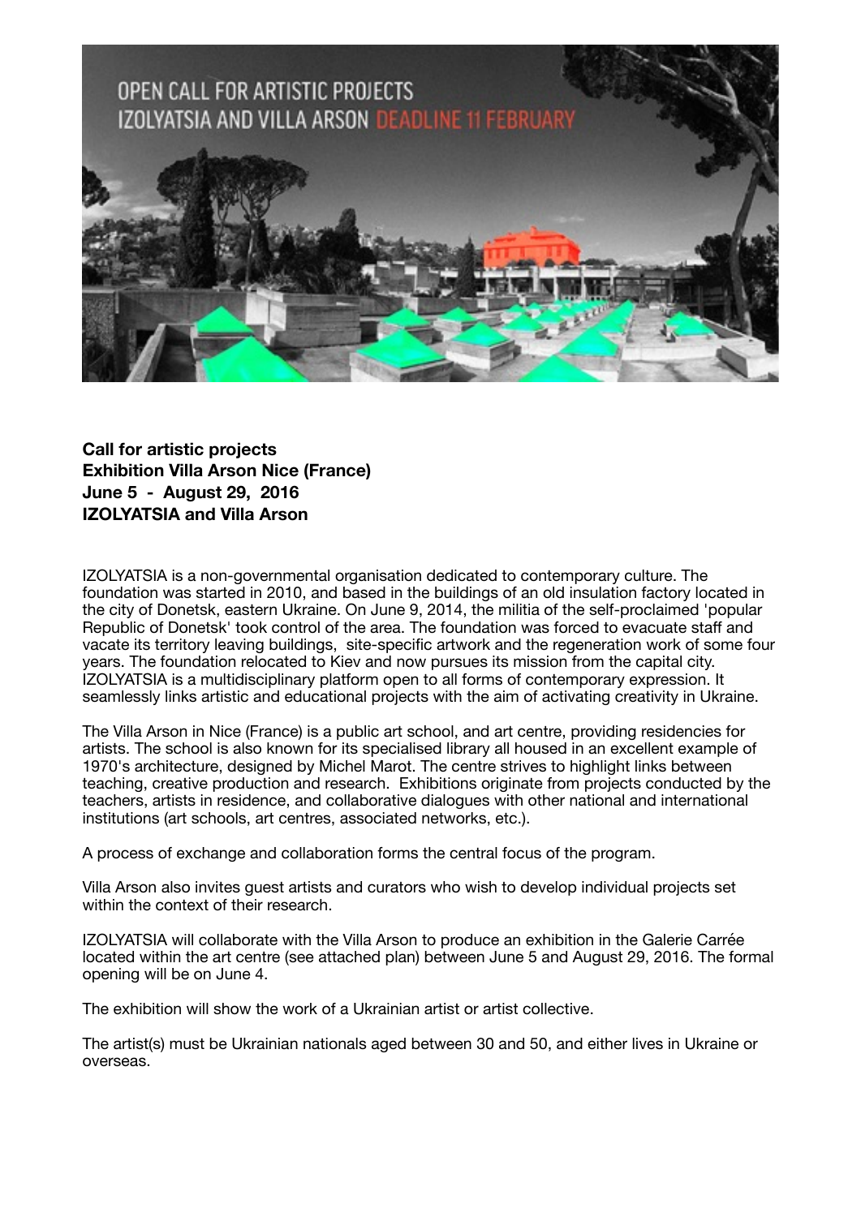OPEN CALL FOR ARTISTIC PROJECTS
IZOLYATSIA AND VILLA ARSON DEADLINE 11 FEBRUARY

**Call for artistic projects**
**Exhibition Villa Arson Nice (France)**
**June 5 - August 29, 2016**
**IZOLYATSIA and Villa Arson**

IZOLYATSIA is a non-governmental organisation dedicated to contemporary culture. The foundation was started in 2010, and based in the buildings of an old insulation factory located in the city of Donetsk, eastern Ukraine. On June 9, 2014, the militia of the self-proclaimed 'popular Republic of Donetsk' took control of the area. The foundation was forced to evacuate staff and vacate its territory leaving buildings, site-specific artwork and the regeneration work of some four years. The foundation relocated to Kiev and now pursues its mission from the capital city. IZOLYATSIA is a multidisciplinary platform open to all forms of contemporary expression. It seamlessly links artistic and educational projects with the aim of activating creativity in Ukraine.

The Villa Arson in Nice (France) is a public art school, and art centre, providing residencies for artists. The school is also known for its specialised library all housed in an excellent example of 1970's architecture, designed by Michel Marot. The centre strives to highlight links between teaching, creative production and research. Exhibitions originate from projects conducted by the teachers, artists in residence, and collaborative dialogues with other national and international institutions (art schools, art centres, associated networks, etc.).

A process of exchange and collaboration forms the central focus of the program.

Villa Arson also invites guest artists and curators who wish to develop individual projects set within the context of their research.

IZOLYATSIA will collaborate with the Villa Arson to produce an exhibition in the Galerie Carrée located within the art centre (see attached plan) between June 5 and August 29, 2016. The formal opening will be on June 4.

The exhibition will show the work of a Ukrainian artist or artist collective.

The artist(s) must be Ukrainian nationals aged between 30 and 50, and either lives in Ukraine or overseas.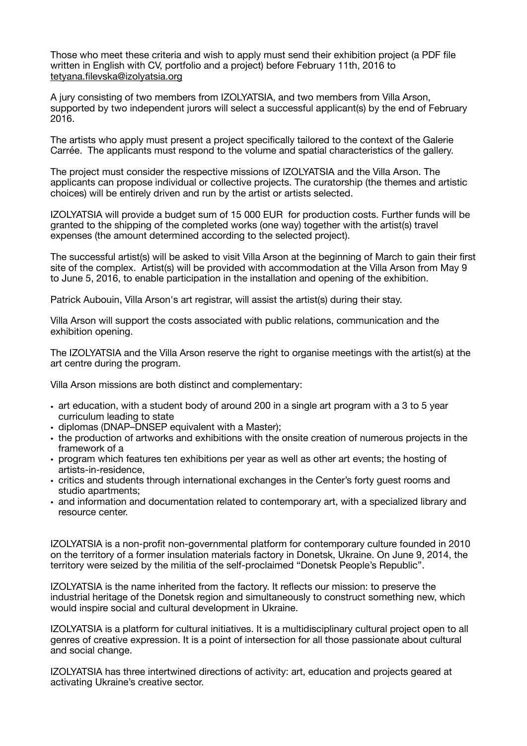Those who meet these criteria and wish to apply must send their exhibition project (a PDF file written in English with CV, portfolio and a project) before February 11th, 2016 to tetyana.filevska@izolyatsia.org

A jury consisting of two members from IZOLYATSIA, and two members from Villa Arson, supported by two independent jurors will select a successful applicant(s) by the end of February 2016.

The artists who apply must present a project specifically tailored to the context of the Galerie Carrée. The applicants must respond to the volume and spatial characteristics of the gallery.

The project must consider the respective missions of IZOLYATSIA and the Villa Arson. The applicants can propose individual or collective projects. The curatorship (the themes and artistic choices) will be entirely driven and run by the artist or artists selected.

IZOLYATSIA will provide a budget sum of 15 000 EUR for production costs. Further funds will be granted to the shipping of the completed works (one way) together with the artist(s) travel expenses (the amount determined according to the selected project).

The successful artist(s) will be asked to visit Villa Arson at the beginning of March to gain their first site of the complex. Artist(s) will be provided with accommodation at the Villa Arson from May 9 to June 5, 2016, to enable participation in the installation and opening of the exhibition.

Patrick Aubouin, Villa Arson's art registrar, will assist the artist(s) during their stay.

Villa Arson will support the costs associated with public relations, communication and the exhibition opening.

The IZOLYATSIA and the Villa Arson reserve the right to organise meetings with the artist(s) at the art centre during the program.

Villa Arson missions are both distinct and complementary:

- art education, with a student body of around 200 in a single art program with a 3 to 5 year curriculum leading to state
- diplomas (DNAP–DNSEP equivalent with a Master);
- the production of artworks and exhibitions with the onsite creation of numerous projects in the framework of a
- program which features ten exhibitions per year as well as other art events; the hosting of artists-in-residence,
- critics and students through international exchanges in the Center's forty guest rooms and studio apartments;
- and information and documentation related to contemporary art, with a specialized library and resource center.

IZOLYATSIA is a non-profit non-governmental platform for contemporary culture founded in 2010 on the territory of a former insulation materials factory in Donetsk, Ukraine. On June 9, 2014, the territory were seized by the militia of the self-proclaimed "Donetsk People's Republic".

IZOLYATSIA is the name inherited from the factory. It reflects our mission: to preserve the industrial heritage of the Donetsk region and simultaneously to construct something new, which would inspire social and cultural development in Ukraine.

IZOLYATSIA is a platform for cultural initiatives. It is a multidisciplinary cultural project open to all genres of creative expression. It is a point of intersection for all those passionate about cultural and social change.

IZOLYATSIA has three intertwined directions of activity: art, education and projects geared at activating Ukraine's creative sector.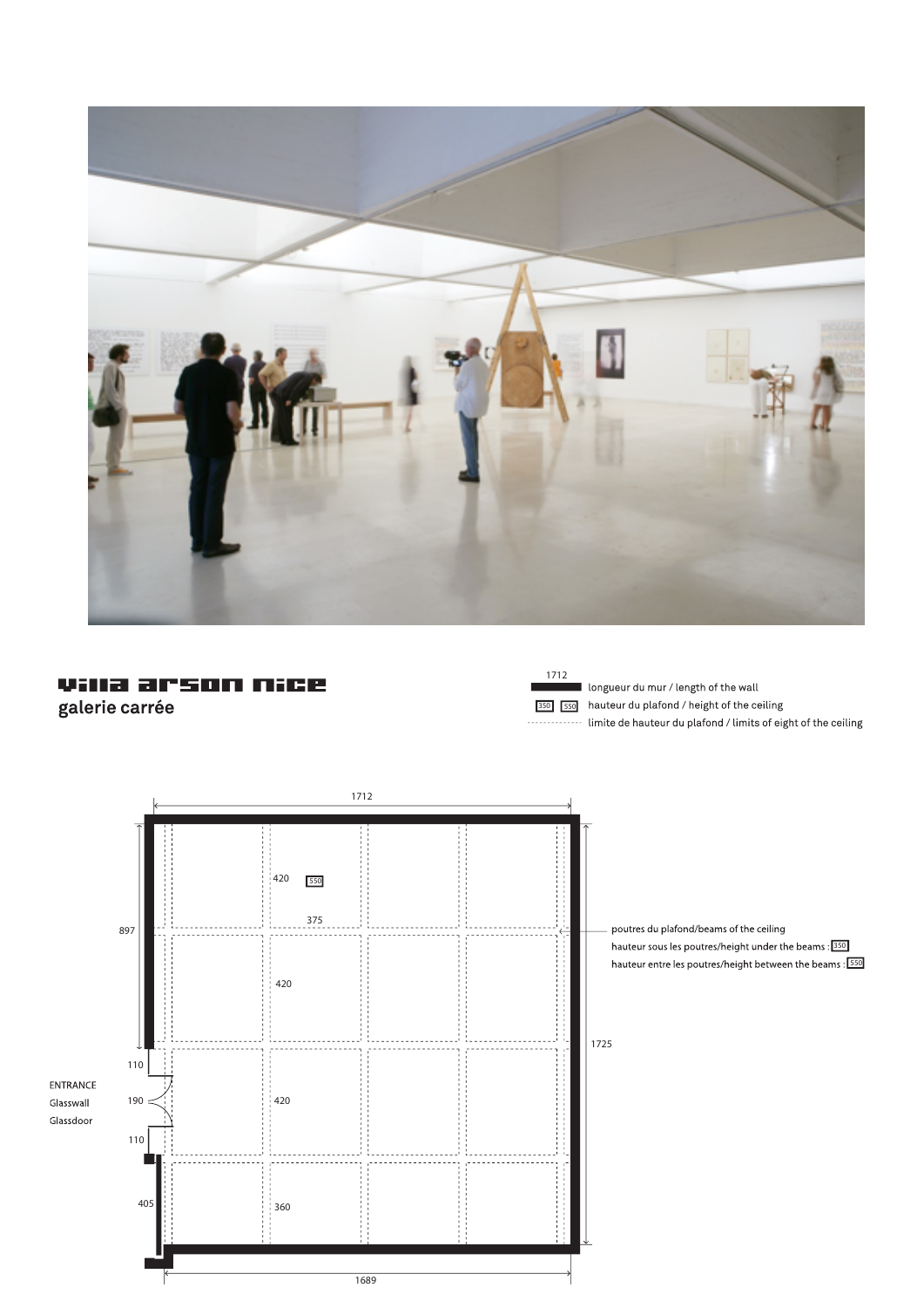# villa arson nice

## galerie carrée

1712
longueur du mur / length of the wall

350 550 hauteur du plafond / height of the ceiling

limite de hauteur du plafond / limits of eight of the ceiling

1712

420 550

375

897

420

poutres du plafond/beams of the ceiling

hauteur sous les poutres/height under the beams : 350

hauteur entre les poutres/height between the beams : 550

1725

110

ENTRANCE

Glasswall

Glassdoor

190

420

110

405

360

1689